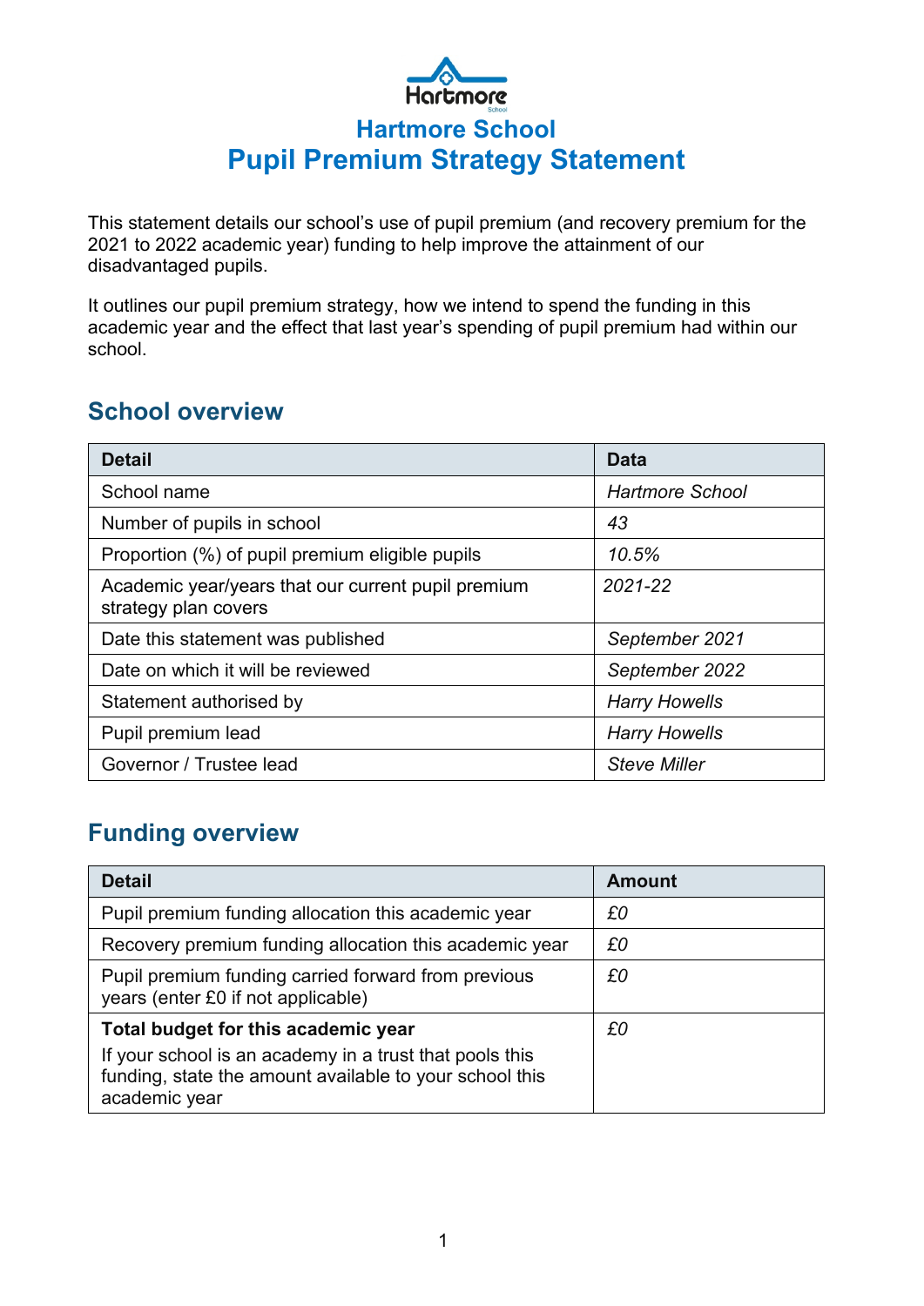# Hartmore School
# Pupil Premium Strategy Statement

This statement details our school's use of pupil premium (and recovery premium for the 2021 to 2022 academic year) funding to help improve the attainment of our disadvantaged pupils.

It outlines our pupil premium strategy, how we intend to spend the funding in this academic year and the effect that last year's spending of pupil premium had within our school.

## School overview

| Detail | Data |
|---|---|
| School name | *Hartmore School* |
| Number of pupils in school | *43* |
| Proportion (%) of pupil premium eligible pupils | *10.5%* |
| Academic year/years that our current pupil premium strategy plan covers | *2021-22* |
| Date this statement was published | *September 2021* |
| Date on which it will be reviewed | *September 2022* |
| Statement authorised by | *Harry Howells* |
| Pupil premium lead | *Harry Howells* |
| Governor / Trustee lead | *Steve Miller* |

## Funding overview

| Detail | Amount |
|---|---|
| Pupil premium funding allocation this academic year | *£0* |
| Recovery premium funding allocation this academic year | *£0* |
| Pupil premium funding carried forward from previous years (enter £0 if not applicable) | *£0* |
| **Total budget for this academic year** If your school is an academy in a trust that pools this funding, state the amount available to your school this academic year | *£0* |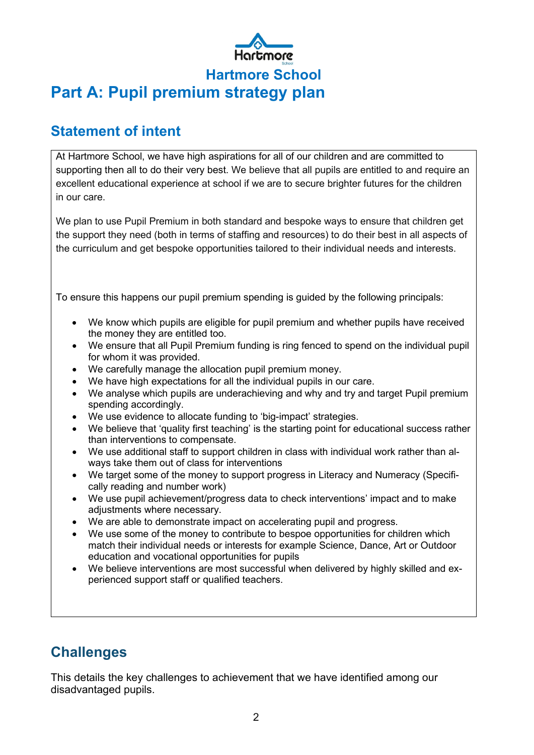# Hartmore School

# Part A: Pupil premium strategy plan

## Statement of intent

At Hartmore School, we have high aspirations for all of our children and are committed to supporting then all to do their very best. We believe that all pupils are entitled to and require an excellent educational experience at school if we are to secure brighter futures for the children in our care.

We plan to use Pupil Premium in both standard and bespoke ways to ensure that children get the support they need (both in terms of staffing and resources) to do their best in all aspects of the curriculum and get bespoke opportunities tailored to their individual needs and interests.

To ensure this happens our pupil premium spending is guided by the following principals:

- We know which pupils are eligible for pupil premium and whether pupils have received the money they are entitled too.
- We ensure that all Pupil Premium funding is ring fenced to spend on the individual pupil for whom it was provided.
- We carefully manage the allocation pupil premium money.
- We have high expectations for all the individual pupils in our care.
- We analyse which pupils are underachieving and why and try and target Pupil premium spending accordingly.
- We use evidence to allocate funding to 'big-impact' strategies.
- We believe that 'quality first teaching' is the starting point for educational success rather than interventions to compensate.
- We use additional staff to support children in class with individual work rather than always take them out of class for interventions
- We target some of the money to support progress in Literacy and Numeracy (Specifically reading and number work)
- We use pupil achievement/progress data to check interventions' impact and to make adjustments where necessary.
- We are able to demonstrate impact on accelerating pupil and progress.
- We use some of the money to contribute to bespoe opportunities for children which match their individual needs or interests for example Science, Dance, Art or Outdoor education and vocational opportunities for pupils
- We believe interventions are most successful when delivered by highly skilled and experienced support staff or qualified teachers.

## Challenges

This details the key challenges to achievement that we have identified among our disadvantaged pupils.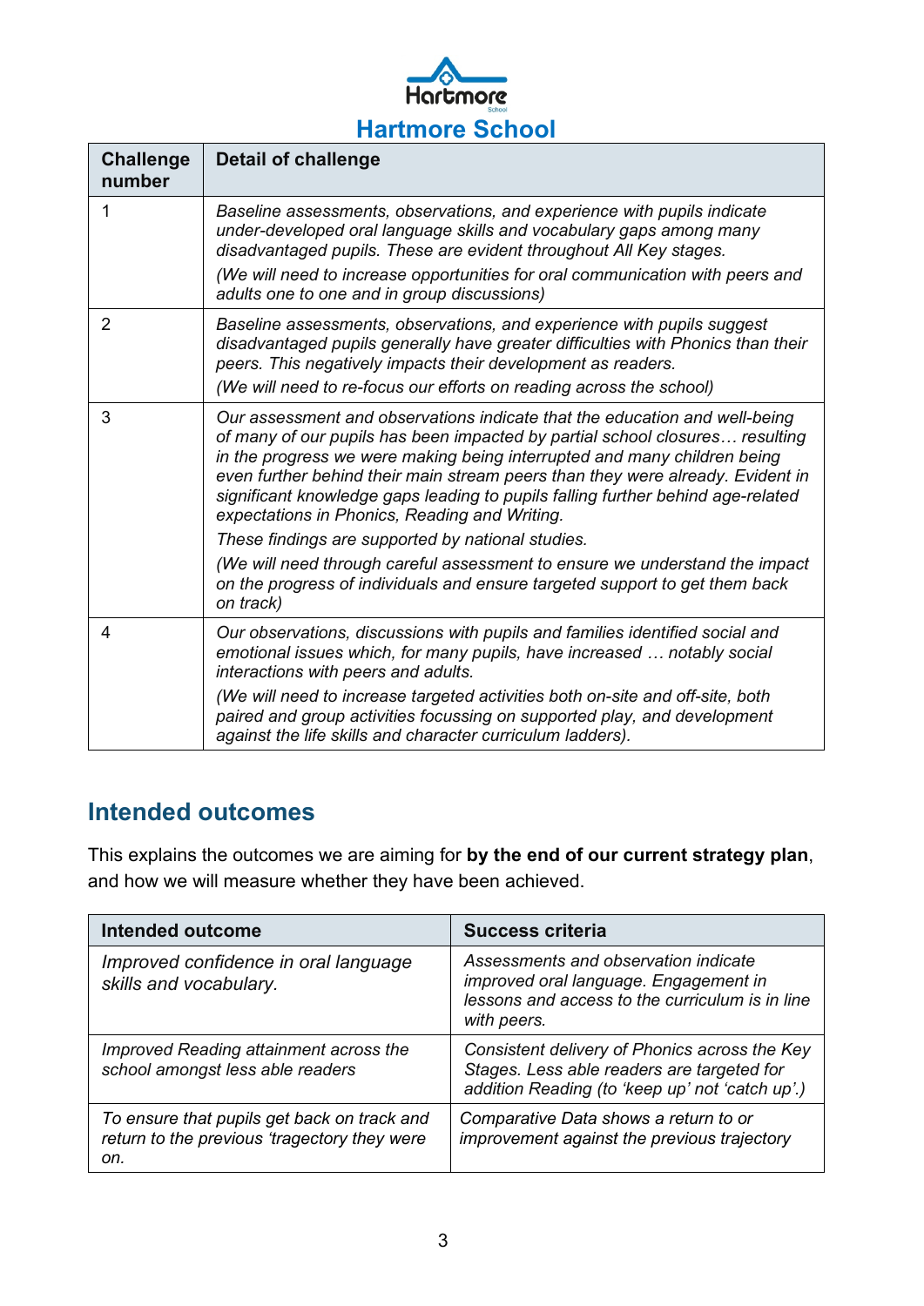# Hartmore School

| Challenge number | Detail of challenge |
|---|---|
| 1 | *Baseline assessments, observations, and experience with pupils indicate under-developed oral language skills and vocabulary gaps among many disadvantaged pupils. These are evident throughout All Key stages.* *(We will need to increase opportunities for oral communication with peers and adults one to one and in group discussions)* |
| 2 | *Baseline assessments, observations, and experience with pupils suggest disadvantaged pupils generally have greater difficulties with Phonics than their peers. This negatively impacts their development as readers.* *(We will need to re-focus our efforts on reading across the school)* |
| 3 | *Our assessment and observations indicate that the education and well-being of many of our pupils has been impacted by partial school closures… resulting in the progress we were making being interrupted and many children being even further behind their main stream peers than they were already. Evident in significant knowledge gaps leading to pupils falling further behind age-related expectations in Phonics, Reading and Writing.* *These findings are supported by national studies.* *(We will need through careful assessment to ensure we understand the impact on the progress of individuals and ensure targeted support to get them back on track)* |
| 4 | *Our observations, discussions with pupils and families identified social and emotional issues which, for many pupils, have increased … notably social interactions with peers and adults.* *(We will need to increase targeted activities both on-site and off-site, both paired and group activities focussing on supported play, and development against the life skills and character curriculum ladders).* |

## Intended outcomes

This explains the outcomes we are aiming for **by the end of our current strategy plan**, and how we will measure whether they have been achieved.

| Intended outcome | Success criteria |
|---|---|
| *Improved confidence in oral language skills and vocabulary.* | *Assessments and observation indicate improved oral language. Engagement in lessons and access to the curriculum is in line with peers.* |
| *Improved Reading attainment across the school amongst less able readers* | *Consistent delivery of Phonics across the Key Stages. Less able readers are targeted for addition Reading (to 'keep up' not 'catch up'.)* |
| *To ensure that pupils get back on track and return to the previous 'tragectory they were on.* | *Comparative Data shows a return to or improvement against the previous trajectory* |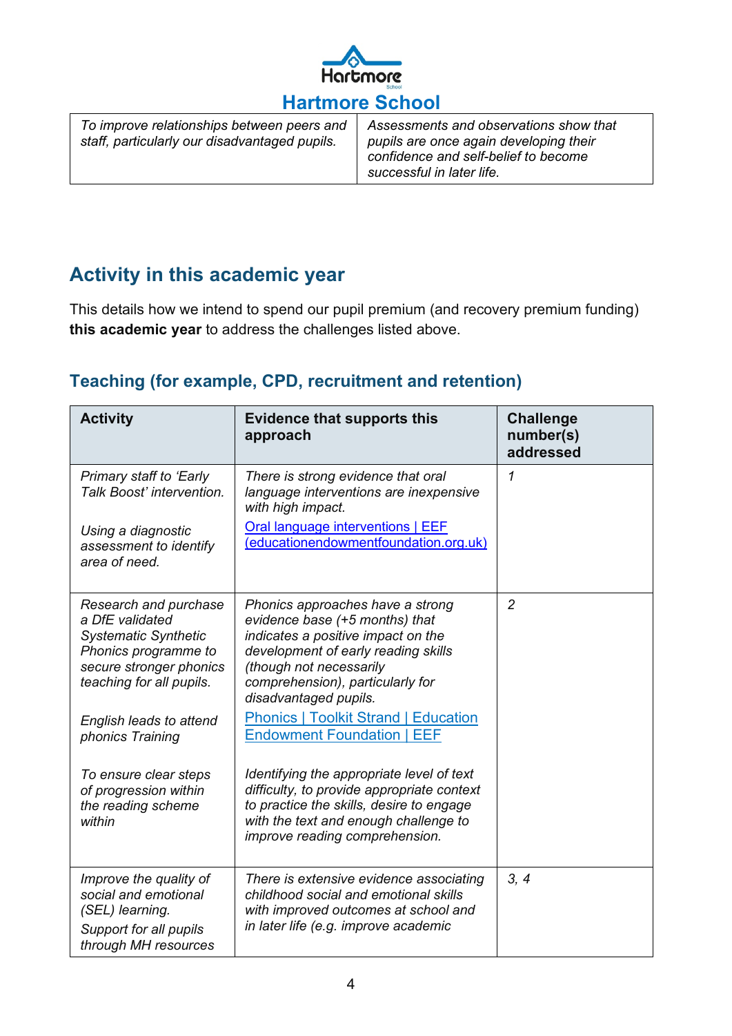| To improve relationships between peers and staff, particularly our disadvantaged pupils. | Assessments and observations show that pupils are once again developing their confidence and self-belief to become successful in later life. |
|---|---|

## Activity in this academic year

This details how we intend to spend our pupil premium (and recovery premium funding) **this academic year** to address the challenges listed above.

### Teaching (for example, CPD, recruitment and retention)

| Activity | Evidence that supports this approach | Challenge number(s) addressed |
|---|---|---|
| *Primary staff to 'Early Talk Boost' intervention.*<br><br>*Using a diagnostic assessment to identify area of need.* | *There is strong evidence that oral language interventions are inexpensive with high impact.*<br>[Oral language interventions \| EEF (educationendowmentfoundation.org.uk)] | *1* |
| *Research and purchase a DfE validated Systematic Synthetic Phonics programme to secure stronger phonics teaching for all pupils.*<br><br>*English leads to attend phonics Training*<br><br>*To ensure clear steps of progression within the reading scheme within* | *Phonics approaches have a strong evidence base (+5 months) that indicates a positive impact on the development of early reading skills (though not necessarily comprehension), particularly for disadvantaged pupils.*<br>[Phonics \| Toolkit Strand \| Education Endowment Foundation \| EEF]<br><br>*Identifying the appropriate level of text difficulty, to provide appropriate context to practice the skills, desire to engage with the text and enough challenge to improve reading comprehension.* | *2* |
| *Improve the quality of social and emotional (SEL) learning.*<br>*Support for all pupils through MH resources* | *There is extensive evidence associating childhood social and emotional skills with improved outcomes at school and in later life (e.g. improve academic* | *3, 4* |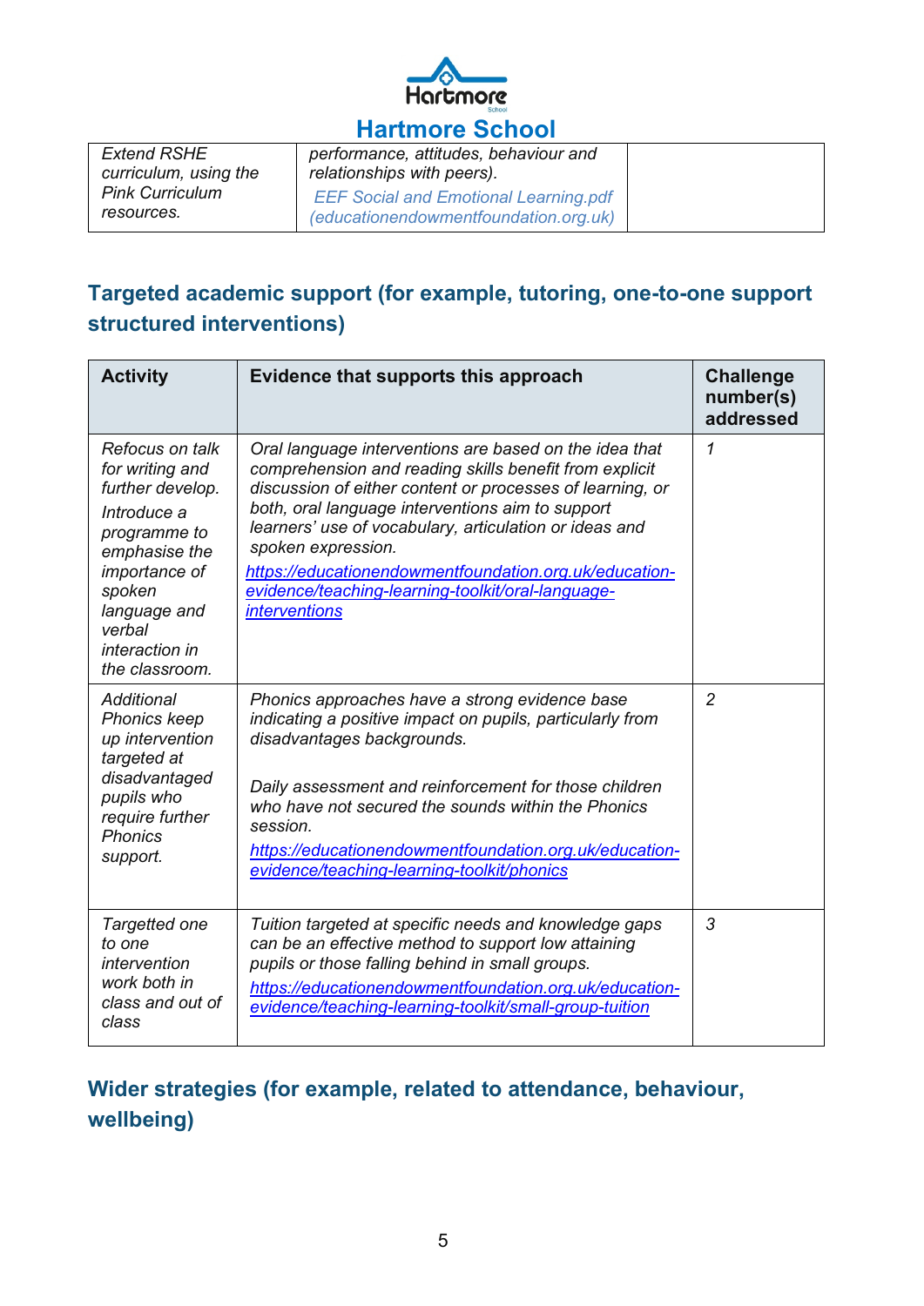| | | |
|---|---|---|
| *Extend RSHE curriculum, using the Pink Curriculum resources.* | *performance, attitudes, behaviour and relationships with peers).* *EEF Social and Emotional Learning.pdf (educationendowmentfoundation.org.uk)* | |

## Targeted academic support (for example, tutoring, one-to-one support structured interventions)

| Activity | Evidence that supports this approach | Challenge number(s) addressed |
|---|---|---|
| *Refocus on talk for writing and further develop.* *Introduce a programme to emphasise the importance of spoken language and verbal interaction in the classroom.* | *Oral language interventions are based on the idea that comprehension and reading skills benefit from explicit discussion of either content or processes of learning, or both, oral language interventions aim to support learners' use of vocabulary, articulation or ideas and spoken expression.* *https://educationendowmentfoundation.org.uk/education-evidence/teaching-learning-toolkit/oral-language-interventions* | *1* |
| *Additional Phonics keep up intervention targeted at disadvantaged pupils who require further Phonics support.* | *Phonics approaches have a strong evidence base indicating a positive impact on pupils, particularly from disadvantages backgrounds.* *Daily assessment and reinforcement for those children who have not secured the sounds within the Phonics session.* *https://educationendowmentfoundation.org.uk/education-evidence/teaching-learning-toolkit/phonics* | *2* |
| *Targetted one to one intervention work both in class and out of class* | *Tuition targeted at specific needs and knowledge gaps can be an effective method to support low attaining pupils or those falling behind in small groups.* *https://educationendowmentfoundation.org.uk/education-evidence/teaching-learning-toolkit/small-group-tuition* | *3* |

## Wider strategies (for example, related to attendance, behaviour, wellbeing)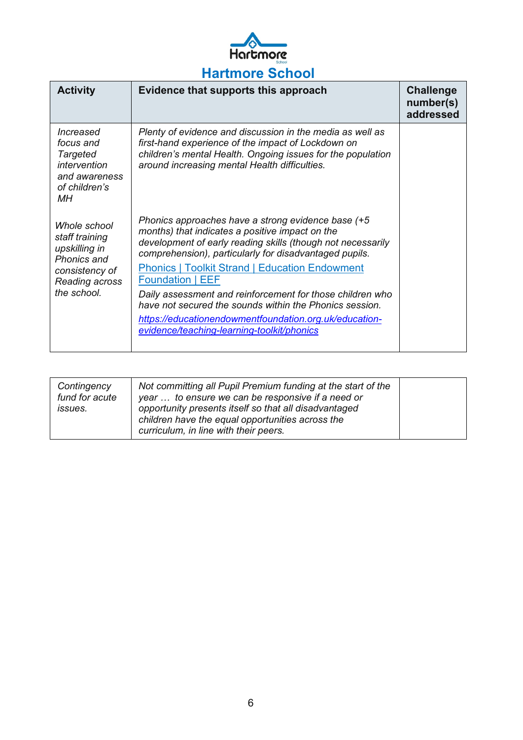# Hartmore School

| Activity | Evidence that supports this approach | Challenge number(s) addressed |
|---|---|---|
| *Increased focus and Targeted intervention and awareness of children's MH* | *Plenty of evidence and discussion in the media as well as first-hand experience of the impact of Lockdown on children's mental Health. Ongoing issues for the population around increasing mental Health difficulties.* | |
| *Whole school staff training upskilling in Phonics and consistency of Reading across the school.* | *Phonics approaches have a strong evidence base (+5 months) that indicates a positive impact on the development of early reading skills (though not necessarily comprehension), particularly for disadvantaged pupils.* [Phonics \| Toolkit Strand \| Education Endowment Foundation \| EEF](https://educationendowmentfoundation.org.uk/education-evidence/teaching-learning-toolkit/phonics) *Daily assessment and reinforcement for those children who have not secured the sounds within the Phonics session.* [*https://educationendowmentfoundation.org.uk/education-evidence/teaching-learning-toolkit/phonics*](https://educationendowmentfoundation.org.uk/education-evidence/teaching-learning-toolkit/phonics) | |
| *Contingency fund for acute issues.* | *Not committing all Pupil Premium funding at the start of the year … to ensure we can be responsive if a need or opportunity presents itself so that all disadvantaged children have the equal opportunities across the curriculum, in line with their peers.* | |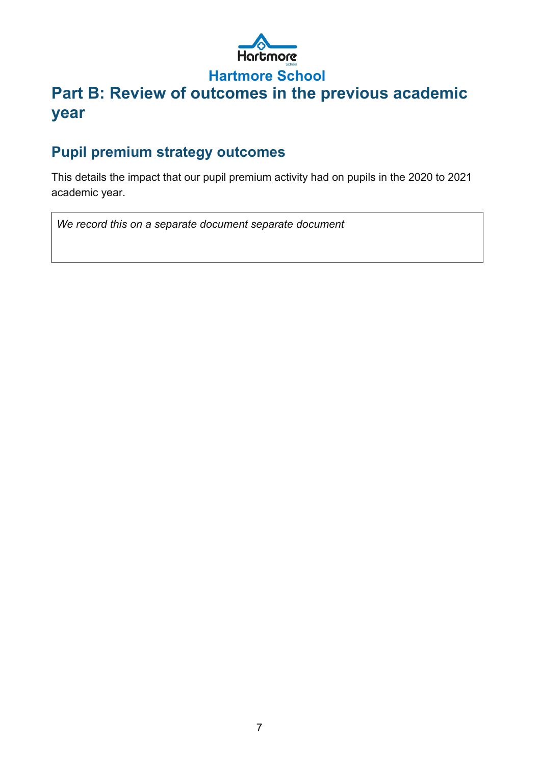Hartmore School

# Part B: Review of outcomes in the previous academic year

## Pupil premium strategy outcomes

This details the impact that our pupil premium activity had on pupils in the 2020 to 2021 academic year.

| |
|---|
| *We record this on a separate document separate document* |